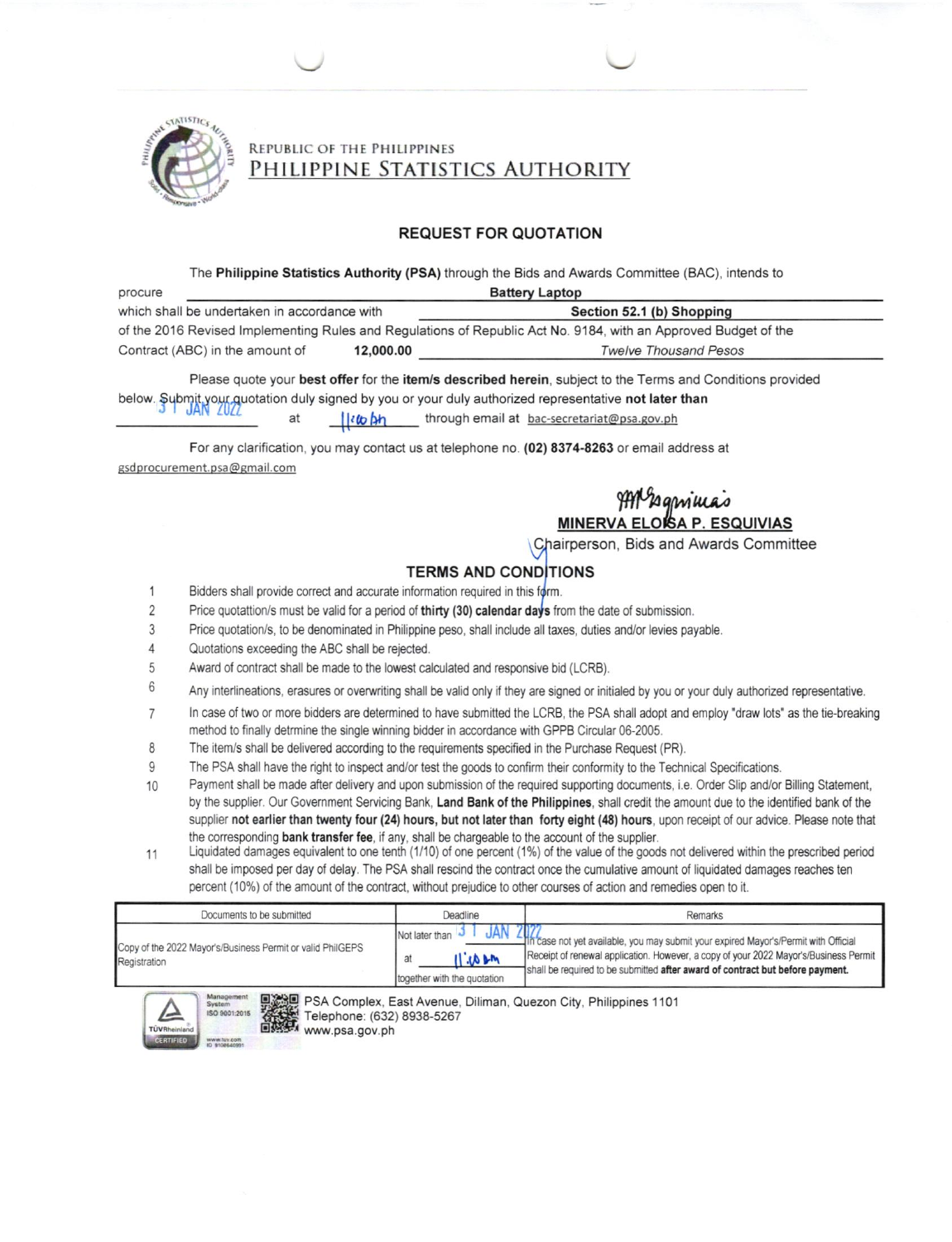REPUBLIC OF THE PHILIPPINES

PHILIPPINE STATISTICS AUTHORITY

## REQUEST FOR QUOTATION

The **Philippine Statistics Authority (PSA)** through the Bids and Awards Committee (BAC), intends to procure **Battery Laptop** which shall be undertaken in accordance with **Section 52.1 (b) Shopping** of the 2016 Revised Implementing Rules and Regulations of Republic Act No. 9184, with an Approved Budget of the Contract (ABC) in the amount of **12,000.00** *Twelve Thousand Pesos*

Please quote your **best offer** for the **item/s described herein**, subject to the Terms and Conditions provided below. Submit your quotation duly signed by you or your duly authorized representative **not later than** 31 JAN 2022 at 11:00 AM through email at bac-secretariat@psa.gov.ph

For any clarification, you may contact us at telephone no. **(02) 8374-8263** or email address at gsdprocurement.psa@gmail.com

**MINERVA ELOISA P. ESQUIVIAS**
Chairperson, Bids and Awards Committee

### TERMS AND CONDITIONS

1. Bidders shall provide correct and accurate information required in this form.
2. Price quotattion/s must be valid for a period of **thirty (30) calendar days** from the date of submission.
3. Price quotation/s, to be denominated in Philippine peso, shall include all taxes, duties and/or levies payable.
4. Quotations exceeding the ABC shall be rejected.
5. Award of contract shall be made to the lowest calculated and responsive bid (LCRB).
6. Any interlineations, erasures or overwriting shall be valid only if they are signed or initialed by you or your duly authorized representative.
7. In case of two or more bidders are determined to have submitted the LCRB, the PSA shall adopt and employ "draw lots" as the tie-breaking method to finally detrmine the single winning bidder in accordance with GPPB Circular 06-2005.
8. The item/s shall be delivered according to the requirements specified in the Purchase Request (PR).
9. The PSA shall have the right to inspect and/or test the goods to confirm their conformity to the Technical Specifications.
10. Payment shall be made after delivery and upon submission of the required supporting documents, i.e. Order Slip and/or Billing Statement, by the supplier. Our Government Servicing Bank, **Land Bank of the Philippines**, shall credit the amount due to the identified bank of the supplier **not earlier than twenty four (24) hours, but not later than forty eight (48) hours**, upon receipt of our advice. Please note that the corresponding **bank transfer fee**, if any, shall be chargeable to the account of the supplier.
11. Liquidated damages equivalent to one tenth (1/10) of one percent (1%) of the value of the goods not delivered within the prescribed period shall be imposed per day of delay. The PSA shall rescind the contract once the cumulative amount of liquidated damages reaches ten percent (10%) of the amount of the contract, without prejudice to other courses of action and remedies open to it.

| Documents to be submitted | Deadline | Remarks |
|---|---|---|
| Copy of the 2022 Mayor's/Business Permit or valid PhilGEPS Registration | Not later than 31 JAN 2022 at 11:00 AM together with the quotation | In case not yet available, you may submit your expired Mayor's/Permit with Official Receipt of renewal application. However, a copy of your 2022 Mayor's/Business Permit shall be required to be submitted **after award of contract but before payment.** |

PSA Complex, East Avenue, Diliman, Quezon City, Philippines 1101
Telephone: (632) 8938-5267
www.psa.gov.ph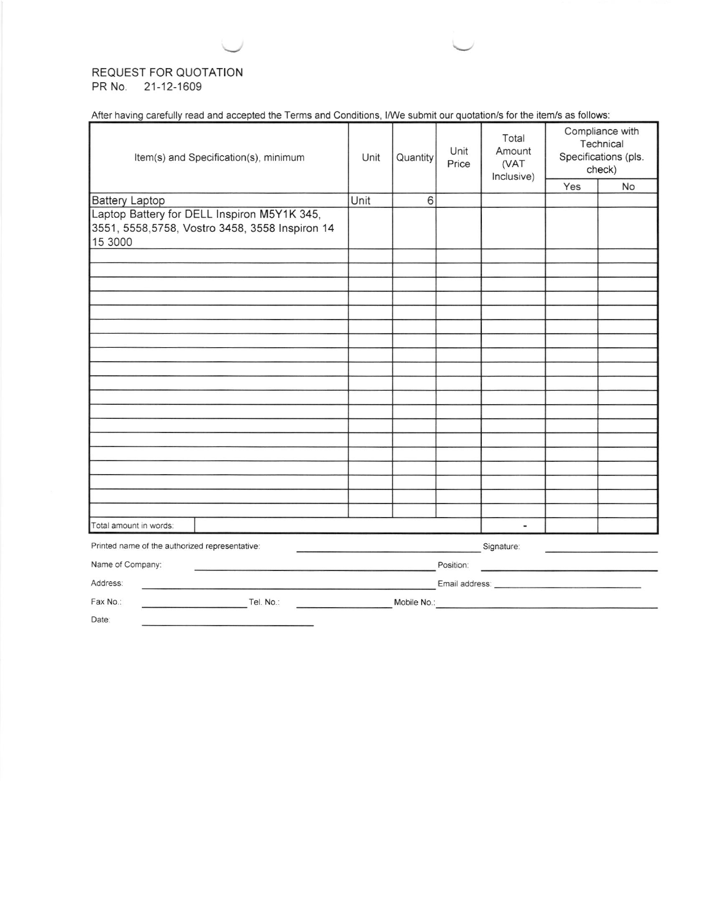REQUEST FOR QUOTATION
PR No. 21-12-1609

After having carefully read and accepted the Terms and Conditions, I/We submit our quotation/s for the item/s as follows:

| Item(s) and Specification(s), minimum | Unit | Quantity | Unit Price | Total Amount (VAT Inclusive) | Compliance with Technical Specifications (pls. check) | |
|---|---|---|---|---|---|---|
| | | | | | Yes | No |
| Battery Laptop | Unit | 6 | | | | |
| Laptop Battery for DELL Inspiron M5Y1K 345, 3551, 5558,5758, Vostro 3458, 3558 Inspiron 14 15 3000 | | | | | | |
| | | | | | | |
| | | | | | | |
| | | | | | | |
| | | | | | | |
| | | | | | | |
| | | | | | | |
| | | | | | | |
| | | | | | | |
| | | | | | | |
| | | | | | | |
| | | | | | | |
| | | | | | | |
| | | | | | | |
| | | | | | | |
| | | | | | | |
| | | | | | | |
| | | | | | | |
| | | | | | | |
| | | | | | | |
| Total amount in words: | | | | - | | |

Printed name of the authorized representative: ______________________ Signature: ______________

Name of Company: ______________________ Position: ______________

Address: ______________________ Email address: ______________

Fax No.: ______________ Tel. No.: ______________ Mobile No.: ______________

Date: ______________